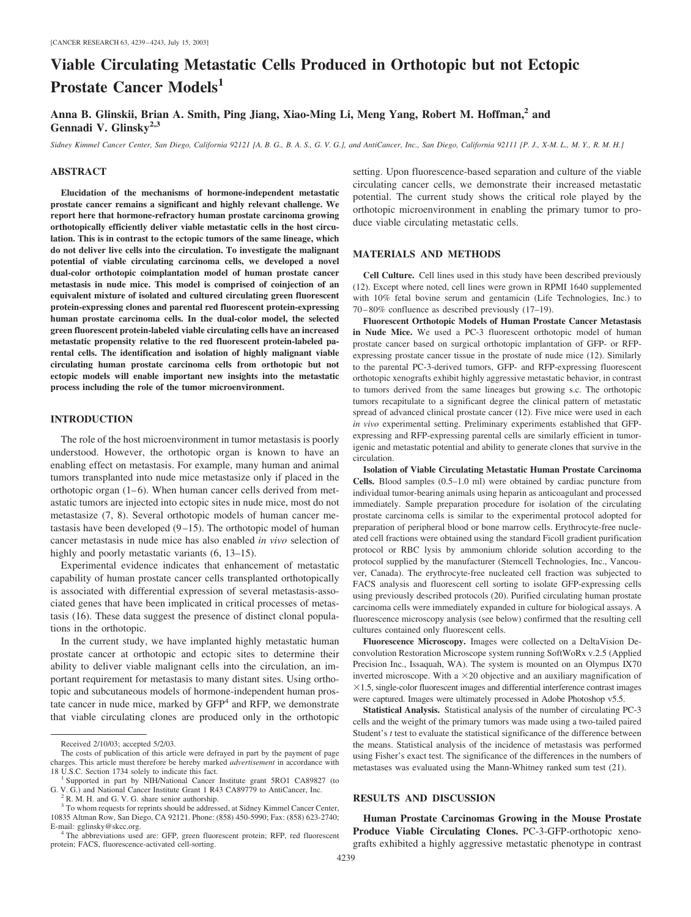# Viable Circulating Metastatic Cells Produced in Orthotopic but not Ectopic Prostate Cancer Models[1]

**Anna B. Glinskii, Brian A. Smith, Ping Jiang, Xiao-Ming Li, Meng Yang, Robert M. Hoffman,[2] and Gennadi V. Glinsky[2,3]**

*Sidney Kimmel Cancer Center, San Diego, California 92121 [A. B. G., B. A. S., G. V. G.], and AntiCancer, Inc., San Diego, California 92111 [P. J., X-M. L., M. Y., R. M. H.]*

## ABSTRACT

**Elucidation of the mechanisms of hormone-independent metastatic prostate cancer remains a significant and highly relevant challenge. We report here that hormone-refractory human prostate carcinoma growing orthotopically efficiently deliver viable metastatic cells in the host circulation. This is in contrast to the ectopic tumors of the same lineage, which do not deliver live cells into the circulation. To investigate the malignant potential of viable circulating carcinoma cells, we developed a novel dual-color orthotopic coimplantation model of human prostate cancer metastasis in nude mice. This model is comprised of coinjection of an equivalent mixture of isolated and cultured circulating green fluorescent protein-expressing clones and parental red fluorescent protein-expressing human prostate carcinoma cells. In the dual-color model, the selected green fluorescent protein-labeled viable circulating cells have an increased metastatic propensity relative to the red fluorescent protein-labeled parental cells. The identification and isolation of highly malignant viable circulating human prostate carcinoma cells from orthotopic but not ectopic models will enable important new insights into the metastatic process including the role of the tumor microenvironment.**

## INTRODUCTION

The role of the host microenvironment in tumor metastasis is poorly understood. However, the orthotopic organ is known to have an enabling effect on metastasis. For example, many human and animal tumors transplanted into nude mice metastasize only if placed in the orthotopic organ (1–6). When human cancer cells derived from metastatic tumors are injected into ectopic sites in nude mice, most do not metastasize (7, 8). Several orthotopic models of human cancer metastasis have been developed (9–15). The orthotopic model of human cancer metastasis in nude mice has also enabled *in vivo* selection of highly and poorly metastatic variants (6, 13–15).

Experimental evidence indicates that enhancement of metastatic capability of human prostate cancer cells transplanted orthotopically is associated with differential expression of several metastasis-associated genes that have been implicated in critical processes of metastasis (16). These data suggest the presence of distinct clonal populations in the orthotopic.

In the current study, we have implanted highly metastatic human prostate cancer at orthotopic and ectopic sites to determine their ability to deliver viable malignant cells into the circulation, an important requirement for metastasis to many distant sites. Using orthotopic and subcutaneous models of hormone-independent human prostate cancer in nude mice, marked by GFP[4] and RFP, we demonstrate that viable circulating clones are produced only in the orthotopic setting. Upon fluorescence-based separation and culture of the viable circulating cancer cells, we demonstrate their increased metastatic potential. The current study shows the critical role played by the orthotopic microenvironment in enabling the primary tumor to produce viable circulating metastatic cells.

## MATERIALS AND METHODS

**Cell Culture.** Cell lines used in this study have been described previously (12). Except where noted, cell lines were grown in RPMI 1640 supplemented with 10% fetal bovine serum and gentamicin (Life Technologies, Inc.) to 70–80% confluence as described previously (17–19).

**Fluorescent Orthotopic Models of Human Prostate Cancer Metastasis in Nude Mice.** We used a PC-3 fluorescent orthotopic model of human prostate cancer based on surgical orthotopic implantation of GFP- or RFP-expressing prostate cancer tissue in the prostate of nude mice (12). Similarly to the parental PC-3-derived tumors, GFP- and RFP-expressing fluorescent orthotopic xenografts exhibit highly aggressive metastatic behavior, in contrast to tumors derived from the same lineages but growing s.c. The orthotopic tumors recapitulate to a significant degree the clinical pattern of metastatic spread of advanced clinical prostate cancer (12). Five mice were used in each *in vivo* experimental setting. Preliminary experiments established that GFP-expressing and RFP-expressing parental cells are similarly efficient in tumorigenic and metastatic potential and ability to generate clones that survive in the circulation.

**Isolation of Viable Circulating Metastatic Human Prostate Carcinoma Cells.** Blood samples (0.5–1.0 ml) were obtained by cardiac puncture from individual tumor-bearing animals using heparin as anticoagulant and processed immediately. Sample preparation procedure for isolation of the circulating prostate carcinoma cells is similar to the experimental protocol adopted for preparation of peripheral blood or bone marrow cells. Erythrocyte-free nucleated cell fractions were obtained using the standard Ficoll gradient purification protocol or RBC lysis by ammonium chloride solution according to the protocol supplied by the manufacturer (Stemcell Technologies, Inc., Vancouver, Canada). The erythrocyte-free nucleated cell fraction was subjected to FACS analysis and fluorescent cell sorting to isolate GFP-expressing cells using previously described protocols (20). Purified circulating human prostate carcinoma cells were immediately expanded in culture for biological assays. A fluorescence microscopy analysis (see below) confirmed that the resulting cell cultures contained only fluorescent cells.

**Fluorescence Microscopy.** Images were collected on a DeltaVision Deconvolution Restoration Microscope system running SoftWoRx v.2.5 (Applied Precision Inc., Issaquah, WA). The system is mounted on an Olympus IX70 inverted microscope. With a ×20 objective and an auxiliary magnification of ×1.5, single-color fluorescent images and differential interference contrast images were captured. Images were ultimately processed in Adobe Photoshop v5.5.

**Statistical Analysis.** Statistical analysis of the number of circulating PC-3 cells and the weight of the primary tumors was made using a two-tailed paired Student's *t* test to evaluate the statistical significance of the difference between the means. Statistical analysis of the incidence of metastasis was performed using Fisher's exact test. The significance of the differences in the numbers of metastases was evaluated using the Mann-Whitney ranked sum test (21).

## RESULTS AND DISCUSSION

**Human Prostate Carcinomas Growing in the Mouse Prostate Produce Viable Circulating Clones.** PC-3-GFP-orthotopic xenografts exhibited a highly aggressive metastatic phenotype in contrast

---

Received 2/10/03; accepted 5/2/03.

The costs of publication of this article were defrayed in part by the payment of page charges. This article must therefore be hereby marked *advertisement* in accordance with 18 U.S.C. Section 1734 solely to indicate this fact.

[1] Supported in part by NIH/National Cancer Institute grant 5RO1 CA89827 (to G. V. G.) and National Cancer Institute Grant 1 R43 CA89779 to AntiCancer, Inc.

[2] R. M. H. and G. V. G. share senior authorship.

[3] To whom requests for reprints should be addressed, at Sidney Kimmel Cancer Center, 10835 Altman Row, San Diego, CA 92121. Phone: (858) 450-5990; Fax: (858) 623-2740; E-mail: gglinsky@skcc.org.

[4] The abbreviations used are: GFP, green fluorescent protein; RFP, red fluorescent protein; FACS, fluorescence-activated cell-sorting.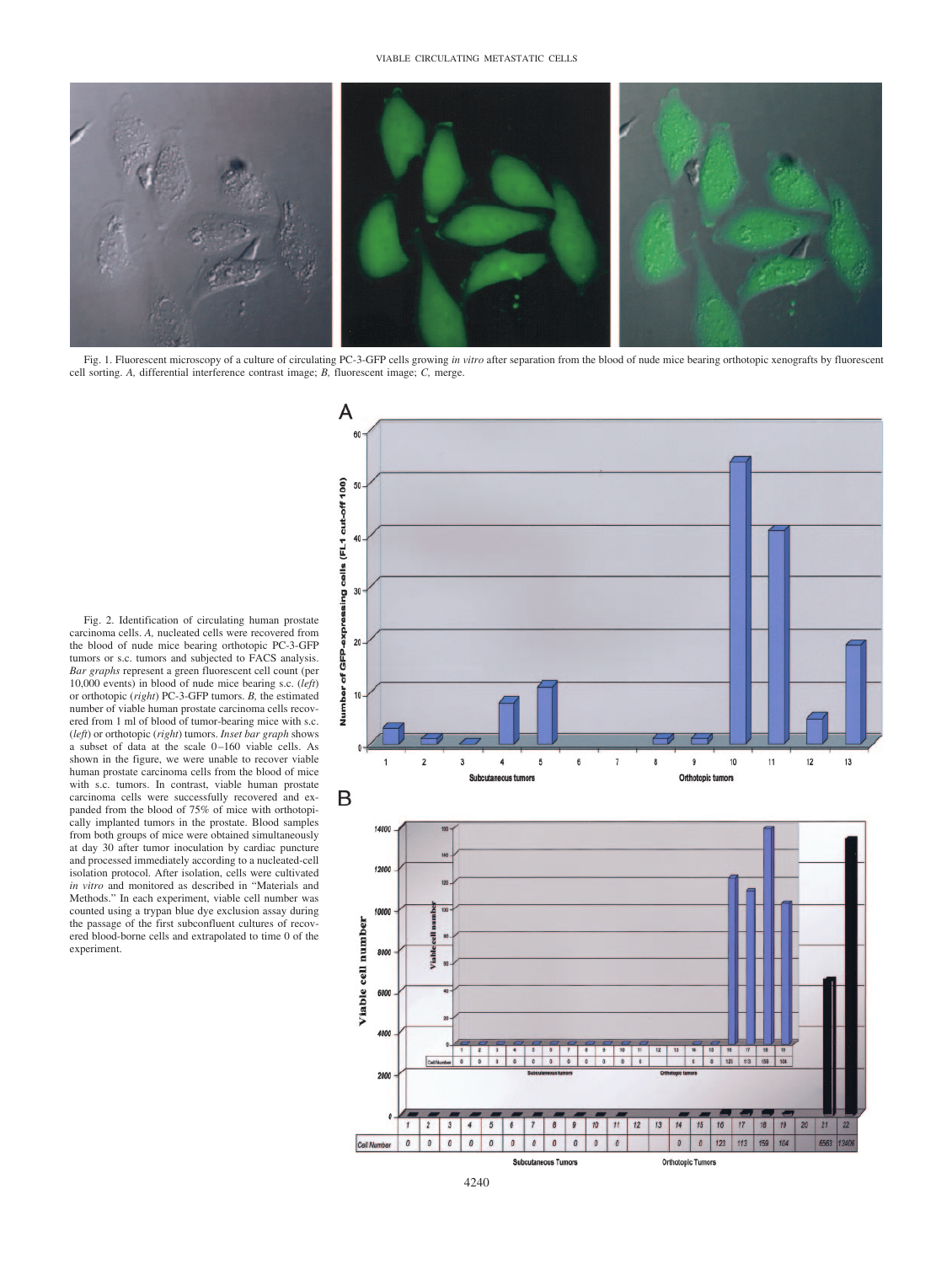Fig. 1. Fluorescent microscopy of a culture of circulating PC-3-GFP cells growing *in vitro* after separation from the blood of nude mice bearing orthotopic xenografts by fluorescent cell sorting. *A,* differential interference contrast image; *B,* fluorescent image; *C,* merge.

Fig. 2. Identification of circulating human prostate carcinoma cells. *A,* nucleated cells were recovered from the blood of nude mice bearing orthotopic PC-3-GFP tumors or s.c. tumors and subjected to FACS analysis. *Bar graphs* represent a green fluorescent cell count (per 10,000 events) in blood of nude mice bearing s.c. (*left*) or orthotopic (*right*) PC-3-GFP tumors. *B,* the estimated number of viable human prostate carcinoma cells recovered from 1 ml of blood of tumor-bearing mice with s.c. (*left*) or orthotopic (*right*) tumors. *Inset bar graph* shows a subset of data at the scale 0–160 viable cells. As shown in the figure, we were unable to recover viable human prostate carcinoma cells from the blood of mice with s.c. tumors. In contrast, viable human prostate carcinoma cells were successfully recovered and expanded from the blood of 75% of mice with orthotopically implanted tumors in the prostate. Blood samples from both groups of mice were obtained simultaneously at day 30 after tumor inoculation by cardiac puncture and processed immediately according to a nucleated-cell isolation protocol. After isolation, cells were cultivated *in vitro* and monitored as described in "Materials and Methods." In each experiment, viable cell number was counted using a trypan blue dye exclusion assay during the passage of the first subconfluent cultures of recovered blood-borne cells and extrapolated to time 0 of the experiment.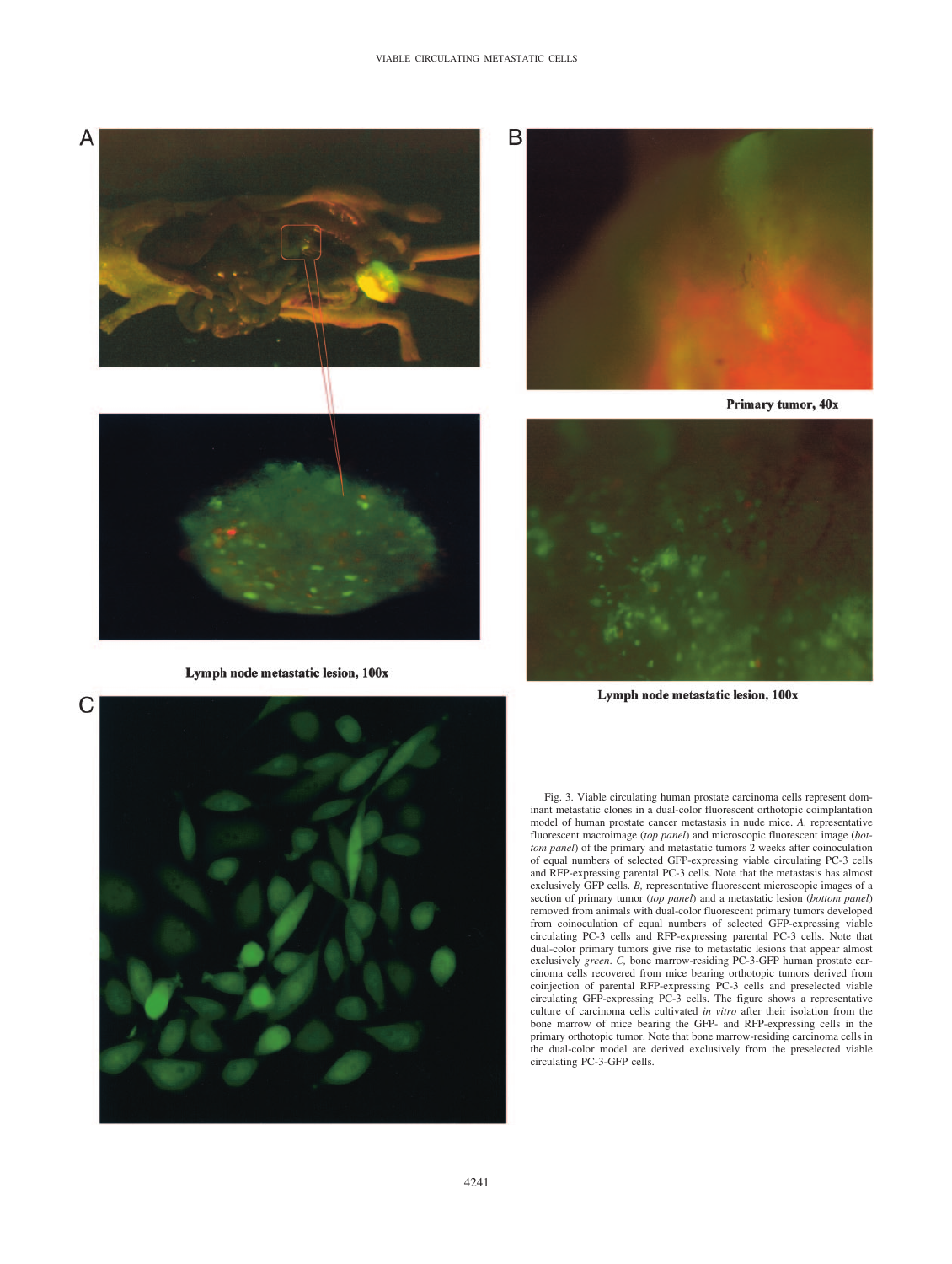Fig. 3. Viable circulating human prostate carcinoma cells represent dominant metastatic clones in a dual-color fluorescent orthotopic coimplantation model of human prostate cancer metastasis in nude mice. *A*, representative fluorescent macroimage (*top panel*) and microscopic fluorescent image (*bottom panel*) of the primary and metastatic tumors 2 weeks after coinoculation of equal numbers of selected GFP-expressing viable circulating PC-3 cells and RFP-expressing parental PC-3 cells. Note that the metastasis has almost exclusively GFP cells. *B*, representative fluorescent microscopic images of a section of primary tumor (*top panel*) and a metastatic lesion (*bottom panel*) removed from animals with dual-color fluorescent primary tumors developed from coinoculation of equal numbers of selected GFP-expressing viable circulating PC-3 cells and RFP-expressing parental PC-3 cells. Note that dual-color primary tumors give rise to metastatic lesions that appear almost exclusively *green*. *C*, bone marrow-residing PC-3-GFP human prostate carcinoma cells recovered from mice bearing orthotopic tumors derived from coinjection of parental RFP-expressing PC-3 cells and preselected viable circulating GFP-expressing PC-3 cells. The figure shows a representative culture of carcinoma cells cultivated *in vitro* after their isolation from the bone marrow of mice bearing the GFP- and RFP-expressing cells in the primary orthotopic tumor. Note that bone marrow-residing carcinoma cells in the dual-color model are derived exclusively from the preselected viable circulating PC-3-GFP cells.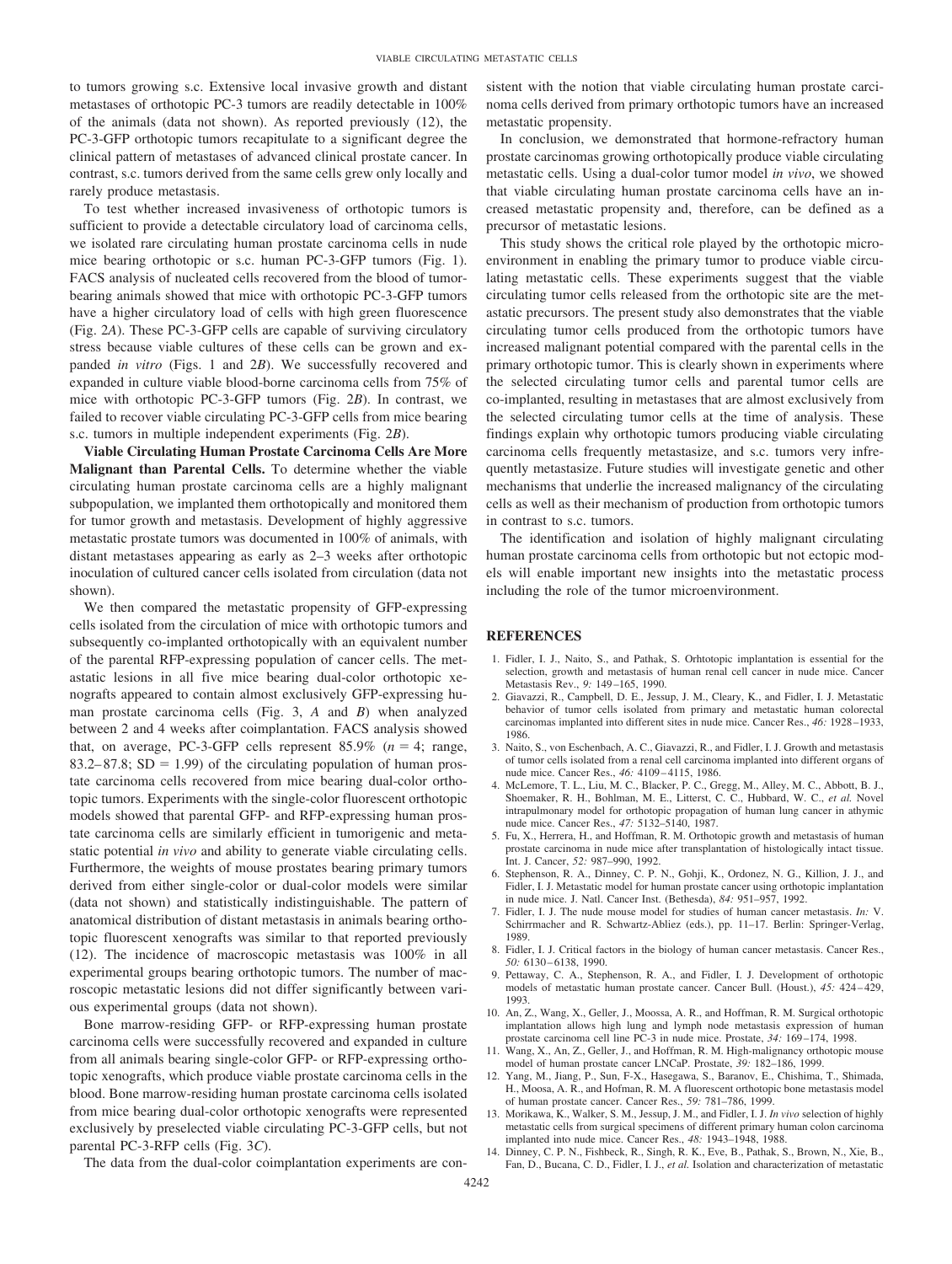to tumors growing s.c. Extensive local invasive growth and distant metastases of orthotopic PC-3 tumors are readily detectable in 100% of the animals (data not shown). As reported previously (12), the PC-3-GFP orthotopic tumors recapitulate to a significant degree the clinical pattern of metastases of advanced clinical prostate cancer. In contrast, s.c. tumors derived from the same cells grew only locally and rarely produce metastasis.

To test whether increased invasiveness of orthotopic tumors is sufficient to provide a detectable circulatory load of carcinoma cells, we isolated rare circulating human prostate carcinoma cells in nude mice bearing orthotopic or s.c. human PC-3-GFP tumors (Fig. 1). FACS analysis of nucleated cells recovered from the blood of tumor-bearing animals showed that mice with orthotopic PC-3-GFP tumors have a higher circulatory load of cells with high green fluorescence (Fig. 2*A*). These PC-3-GFP cells are capable of surviving circulatory stress because viable cultures of these cells can be grown and expanded *in vitro* (Figs. 1 and 2*B*). We successfully recovered and expanded in culture viable blood-borne carcinoma cells from 75% of mice with orthotopic PC-3-GFP tumors (Fig. 2*B*). In contrast, we failed to recover viable circulating PC-3-GFP cells from mice bearing s.c. tumors in multiple independent experiments (Fig. 2*B*).

**Viable Circulating Human Prostate Carcinoma Cells Are More Malignant than Parental Cells.** To determine whether the viable circulating human prostate carcinoma cells are a highly malignant subpopulation, we implanted them orthotopically and monitored them for tumor growth and metastasis. Development of highly aggressive metastatic prostate tumors was documented in 100% of animals, with distant metastases appearing as early as 2–3 weeks after orthotopic inoculation of cultured cancer cells isolated from circulation (data not shown).

We then compared the metastatic propensity of GFP-expressing cells isolated from the circulation of mice with orthotopic tumors and subsequently co-implanted orthotopically with an equivalent number of the parental RFP-expressing population of cancer cells. The metastatic lesions in all five mice bearing dual-color orthotopic xenografts appeared to contain almost exclusively GFP-expressing human prostate carcinoma cells (Fig. 3, *A* and *B*) when analyzed between 2 and 4 weeks after coimplantation. FACS analysis showed that, on average, PC-3-GFP cells represent 85.9% ($n = 4$; range, 83.2–87.8; SD = 1.99) of the circulating population of human prostate carcinoma cells recovered from mice bearing dual-color orthotopic tumors. Experiments with the single-color fluorescent orthotopic models showed that parental GFP- and RFP-expressing human prostate carcinoma cells are similarly efficient in tumorigenic and metastatic potential *in vivo* and ability to generate viable circulating cells. Furthermore, the weights of mouse prostates bearing primary tumors derived from either single-color or dual-color models were similar (data not shown) and statistically indistinguishable. The pattern of anatomical distribution of distant metastasis in animals bearing orthotopic fluorescent xenografts was similar to that reported previously (12). The incidence of macroscopic metastasis was 100% in all experimental groups bearing orthotopic tumors. The number of macroscopic metastatic lesions did not differ significantly between various experimental groups (data not shown).

Bone marrow-residing GFP- or RFP-expressing human prostate carcinoma cells were successfully recovered and expanded in culture from all animals bearing single-color GFP- or RFP-expressing orthotopic xenografts, which produce viable prostate carcinoma cells in the blood. Bone marrow-residing human prostate carcinoma cells isolated from mice bearing dual-color orthotopic xenografts were represented exclusively by preselected viable circulating PC-3-GFP cells, but not parental PC-3-RFP cells (Fig. 3*C*).

The data from the dual-color coimplantation experiments are consistent with the notion that viable circulating human prostate carcinoma cells derived from primary orthotopic tumors have an increased metastatic propensity.

In conclusion, we demonstrated that hormone-refractory human prostate carcinomas growing orthotopically produce viable circulating metastatic cells. Using a dual-color tumor model *in vivo*, we showed that viable circulating human prostate carcinoma cells have an increased metastatic propensity and, therefore, can be defined as a precursor of metastatic lesions.

This study shows the critical role played by the orthotopic microenvironment in enabling the primary tumor to produce viable circulating metastatic cells. These experiments suggest that the viable circulating tumor cells released from the orthotopic site are the metastatic precursors. The present study also demonstrates that the viable circulating tumor cells produced from the orthotopic tumors have increased malignant potential compared with the parental cells in the primary orthotopic tumor. This is clearly shown in experiments where the selected circulating tumor cells and parental tumor cells are co-implanted, resulting in metastases that are almost exclusively from the selected circulating tumor cells at the time of analysis. These findings explain why orthotopic tumors producing viable circulating carcinoma cells frequently metastasize, and s.c. tumors very infrequently metastasize. Future studies will investigate genetic and other mechanisms that underlie the increased malignancy of the circulating cells as well as their mechanism of production from orthotopic tumors in contrast to s.c. tumors.

The identification and isolation of highly malignant circulating human prostate carcinoma cells from orthotopic but not ectopic models will enable important new insights into the metastatic process including the role of the tumor microenvironment.

## REFERENCES

1. Fidler, I. J., Naito, S., and Pathak, S. Orhtotopic implantation is essential for the selection, growth and metastasis of human renal cell cancer in nude mice. Cancer Metastasis Rev., *9:* 149–165, 1990.
2. Giavazzi, R., Campbell, D. E., Jessup, J. M., Cleary, K., and Fidler, I. J. Metastatic behavior of tumor cells isolated from primary and metastatic human colorectal carcinomas implanted into different sites in nude mice. Cancer Res., *46:* 1928–1933, 1986.
3. Naito, S., von Eschenbach, A. C., Giavazzi, R., and Fidler, I. J. Growth and metastasis of tumor cells isolated from a renal cell carcinoma implanted into different organs of nude mice. Cancer Res., *46:* 4109–4115, 1986.
4. McLemore, T. L., Liu, M. C., Blacker, P. C., Gregg, M., Alley, M. C., Abbott, B. J., Shoemaker, R. H., Bohlman, M. E., Litterst, C. C., Hubbard, W. C., *et al.* Novel intrapulmonary model for orthotopic propagation of human lung cancer in athymic nude mice. Cancer Res., *47:* 5132–5140, 1987.
5. Fu, X., Herrera, H., and Hoffman, R. M. Orthotopic growth and metastasis of human prostate carcinoma in nude mice after transplantation of histologically intact tissue. Int. J. Cancer, *52:* 987–990, 1992.
6. Stephenson, R. A., Dinney, C. P. N., Gohji, K., Ordonez, N. G., Killion, J. J., and Fidler, I. J. Metastatic model for human prostate cancer using orthotopic implantation in nude mice. J. Natl. Cancer Inst. (Bethesda), *84:* 951–957, 1992.
7. Fidler, I. J. The nude mouse model for studies of human cancer metastasis. *In:* V. Schirrmacher and R. Schwartz-Albiez (eds.), pp. 11–17. Berlin: Springer-Verlag, 1989.
8. Fidler, I. J. Critical factors in the biology of human cancer metastasis. Cancer Res., *50:* 6130–6138, 1990.
9. Pettaway, C. A., Stephenson, R. A., and Fidler, I. J. Development of orthotopic models of metastatic human prostate cancer. Cancer Bull. (Houst.), *45:* 424–429, 1993.
10. An, Z., Wang, X., Geller, J., Moossa, A. R., and Hoffman, R. M. Surgical orthotopic implantation allows high lung and lymph node metastasis expression of human prostate carcinoma cell line PC-3 in nude mice. Prostate, *34:* 169–174, 1998.
11. Wang, X., An, Z., Geller, J., and Hoffman, R. M. High-malignancy orthotopic mouse model of human prostate cancer LNCaP. Prostate, *39:* 182–186, 1999.
12. Yang, M., Jiang, P., Sun, F-X., Hasegawa, S., Baranov, E., Chishima, T., Shimada, H., Moosa, A. R., and Hofman, R. M. A fluorescent orthotopic bone metastasis model of human prostate cancer. Cancer Res., *59:* 781–786, 1999.
13. Morikawa, K., Walker, S. M., Jessup, J. M., and Fidler, I. J. *In vivo* selection of highly metastatic cells from surgical specimens of different primary human colon carcinoma implanted into nude mice. Cancer Res., *48:* 1943–1948, 1988.
14. Dinney, C. P. N., Fishbeck, R., Singh, R. K., Eve, B., Pathak, S., Brown, N., Xie, B., Fan, D., Bucana, C. D., Fidler, I. J., *et al.* Isolation and characterization of metastatic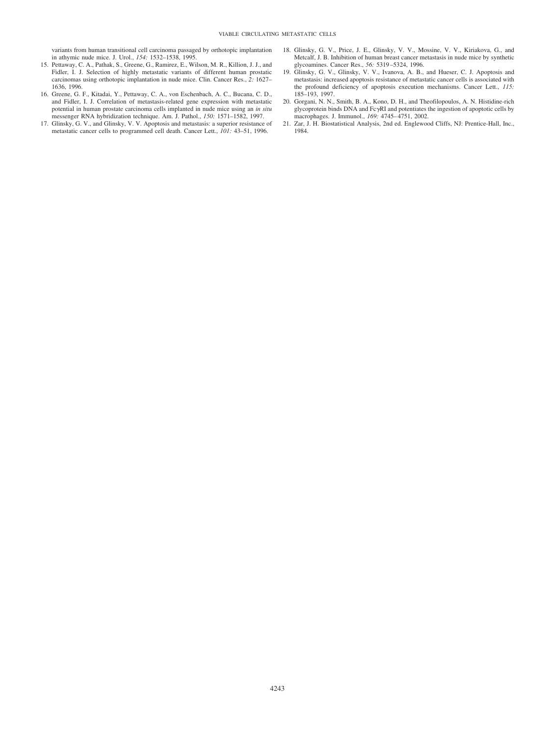variants from human transitional cell carcinoma passaged by orthotopic implantation in athymic nude mice. J. Urol., *154:* 1532–1538, 1995.

15. Pettaway, C. A., Pathak, S., Greene, G., Ramirez, E., Wilson, M. R., Killion, J. J., and Fidler, I. J. Selection of highly metastatic variants of different human prostatic carcinomas using orthotopic implantation in nude mice. Clin. Cancer Res., *2:* 1627–1636, 1996.
16. Greene, G. F., Kitadai, Y., Pettaway, C. A., von Eschenbach, A. C., Bucana, C. D., and Fidler, I. J. Correlation of metastasis-related gene expression with metastatic potential in human prostate carcinoma cells implanted in nude mice using an *in situ* messenger RNA hybridization technique. Am. J. Pathol., *150:* 1571–1582, 1997.
17. Glinsky, G. V., and Glinsky, V. V. Apoptosis and metastasis: a superior resistance of metastatic cancer cells to programmed cell death. Cancer Lett., *101:* 43–51, 1996.
18. Glinsky, G. V., Price, J. E., Glinsky, V. V., Mossine, V. V., Kiriakova, G., and Metcalf, J. B. Inhibition of human breast cancer metastasis in nude mice by synthetic glycoamines. Cancer Res., *56:* 5319–5324, 1996.
19. Glinsky, G. V., Glinsky, V. V., Ivanova, A. B., and Hueser, C. J. Apoptosis and metastasis: increased apoptosis resistance of metastatic cancer cells is associated with the profound deficiency of apoptosis execution mechanisms. Cancer Lett., *115:* 185–193, 1997.
20. Gorgani, N. N., Smith, B. A., Kono, D. H., and Theofilopoulos, A. N. Histidine-rich glycoprotein binds DNA and Fc$\gamma$RI and potentiates the ingestion of apoptotic cells by macrophages. J. Immunol., *169:* 4745–4751, 2002.
21. Zar, J. H. Biostatistical Analysis, 2nd ed. Englewood Cliffs, NJ: Prentice-Hall, Inc., 1984.